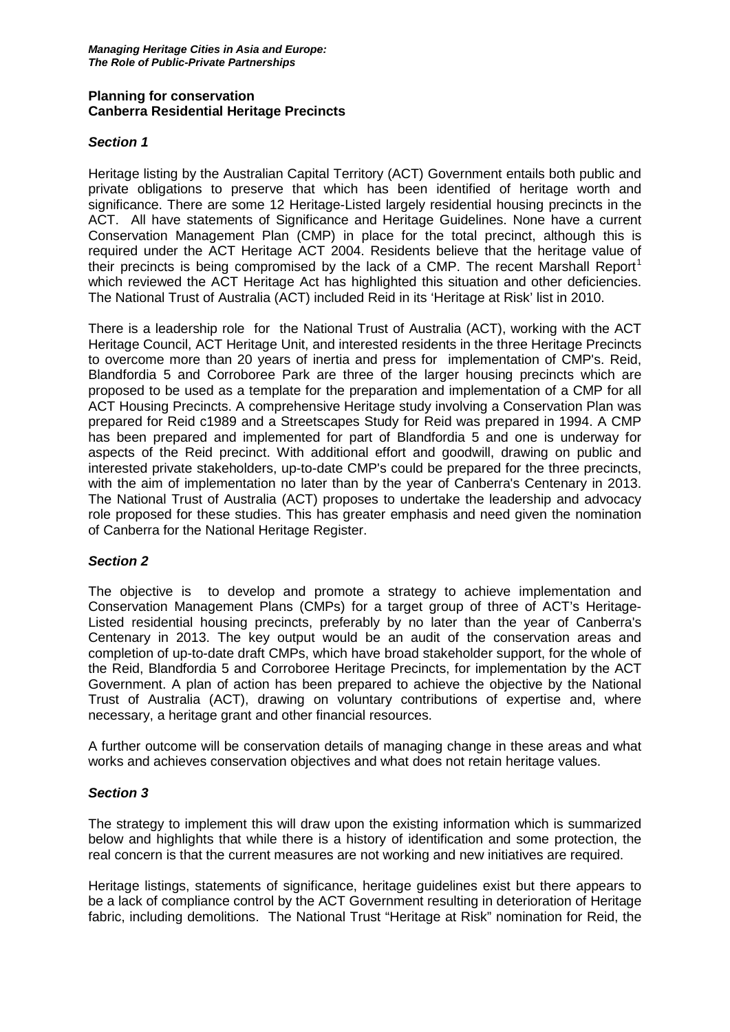**Planning for conservation**
**Canberra Residential Heritage Precincts**

***Section 1***

Heritage listing by the Australian Capital Territory (ACT) Government entails both public and private obligations to preserve that which has been identified of heritage worth and significance. There are some 12 Heritage-Listed largely residential housing precincts in the ACT. All have statements of Significance and Heritage Guidelines. None have a current Conservation Management Plan (CMP) in place for the total precinct, although this is required under the ACT Heritage ACT 2004. Residents believe that the heritage value of their precincts is being compromised by the lack of a CMP. The recent Marshall Report[1] which reviewed the ACT Heritage Act has highlighted this situation and other deficiencies. The National Trust of Australia (ACT) included Reid in its 'Heritage at Risk' list in 2010.

There is a leadership role for the National Trust of Australia (ACT), working with the ACT Heritage Council, ACT Heritage Unit, and interested residents in the three Heritage Precincts to overcome more than 20 years of inertia and press for implementation of CMP's. Reid, Blandfordia 5 and Corroboree Park are three of the larger housing precincts which are proposed to be used as a template for the preparation and implementation of a CMP for all ACT Housing Precincts. A comprehensive Heritage study involving a Conservation Plan was prepared for Reid c1989 and a Streetscapes Study for Reid was prepared in 1994. A CMP has been prepared and implemented for part of Blandfordia 5 and one is underway for aspects of the Reid precinct. With additional effort and goodwill, drawing on public and interested private stakeholders, up-to-date CMP's could be prepared for the three precincts, with the aim of implementation no later than by the year of Canberra's Centenary in 2013. The National Trust of Australia (ACT) proposes to undertake the leadership and advocacy role proposed for these studies. This has greater emphasis and need given the nomination of Canberra for the National Heritage Register.

***Section 2***

The objective is to develop and promote a strategy to achieve implementation and Conservation Management Plans (CMPs) for a target group of three of ACT's Heritage-Listed residential housing precincts, preferably by no later than the year of Canberra's Centenary in 2013. The key output would be an audit of the conservation areas and completion of up-to-date draft CMPs, which have broad stakeholder support, for the whole of the Reid, Blandfordia 5 and Corroboree Heritage Precincts, for implementation by the ACT Government. A plan of action has been prepared to achieve the objective by the National Trust of Australia (ACT), drawing on voluntary contributions of expertise and, where necessary, a heritage grant and other financial resources.

A further outcome will be conservation details of managing change in these areas and what works and achieves conservation objectives and what does not retain heritage values.

***Section 3***

The strategy to implement this will draw upon the existing information which is summarized below and highlights that while there is a history of identification and some protection, the real concern is that the current measures are not working and new initiatives are required.

Heritage listings, statements of significance, heritage guidelines exist but there appears to be a lack of compliance control by the ACT Government resulting in deterioration of Heritage fabric, including demolitions. The National Trust "Heritage at Risk" nomination for Reid, the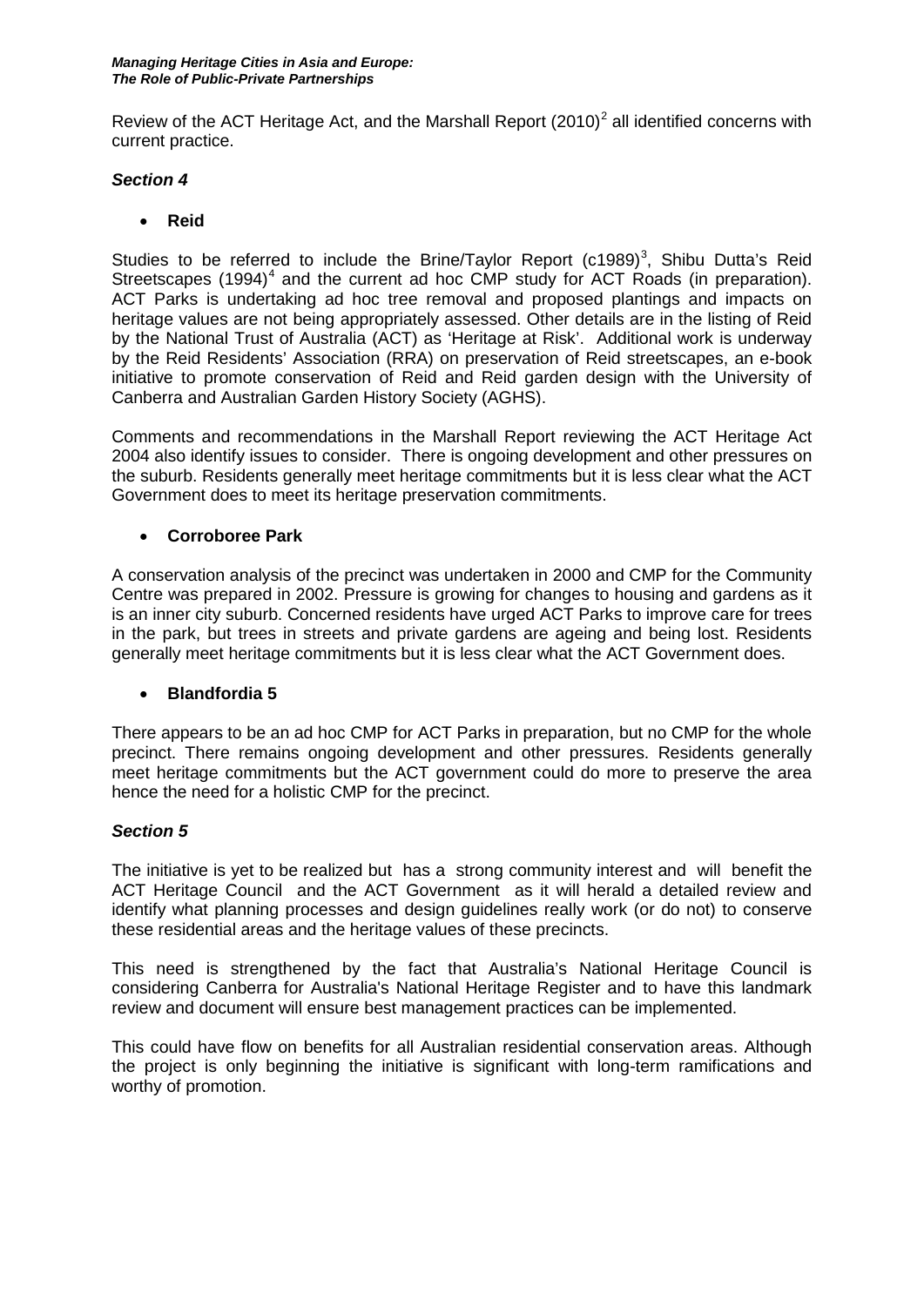Review of the ACT Heritage Act, and the Marshall Report (2010)[2] all identified concerns with current practice.

### *Section 4*

- **Reid**

Studies to be referred to include the Brine/Taylor Report (c1989)[3], Shibu Dutta's Reid Streetscapes (1994)[4] and the current ad hoc CMP study for ACT Roads (in preparation). ACT Parks is undertaking ad hoc tree removal and proposed plantings and impacts on heritage values are not being appropriately assessed. Other details are in the listing of Reid by the National Trust of Australia (ACT) as 'Heritage at Risk'. Additional work is underway by the Reid Residents' Association (RRA) on preservation of Reid streetscapes, an e-book initiative to promote conservation of Reid and Reid garden design with the University of Canberra and Australian Garden History Society (AGHS).

Comments and recommendations in the Marshall Report reviewing the ACT Heritage Act 2004 also identify issues to consider. There is ongoing development and other pressures on the suburb. Residents generally meet heritage commitments but it is less clear what the ACT Government does to meet its heritage preservation commitments.

- **Corroboree Park**

A conservation analysis of the precinct was undertaken in 2000 and CMP for the Community Centre was prepared in 2002. Pressure is growing for changes to housing and gardens as it is an inner city suburb. Concerned residents have urged ACT Parks to improve care for trees in the park, but trees in streets and private gardens are ageing and being lost. Residents generally meet heritage commitments but it is less clear what the ACT Government does.

- **Blandfordia 5**

There appears to be an ad hoc CMP for ACT Parks in preparation, but no CMP for the whole precinct. There remains ongoing development and other pressures. Residents generally meet heritage commitments but the ACT government could do more to preserve the area hence the need for a holistic CMP for the precinct.

### *Section 5*

The initiative is yet to be realized but has a strong community interest and will benefit the ACT Heritage Council and the ACT Government as it will herald a detailed review and identify what planning processes and design guidelines really work (or do not) to conserve these residential areas and the heritage values of these precincts.

This need is strengthened by the fact that Australia's National Heritage Council is considering Canberra for Australia's National Heritage Register and to have this landmark review and document will ensure best management practices can be implemented.

This could have flow on benefits for all Australian residential conservation areas. Although the project is only beginning the initiative is significant with long-term ramifications and worthy of promotion.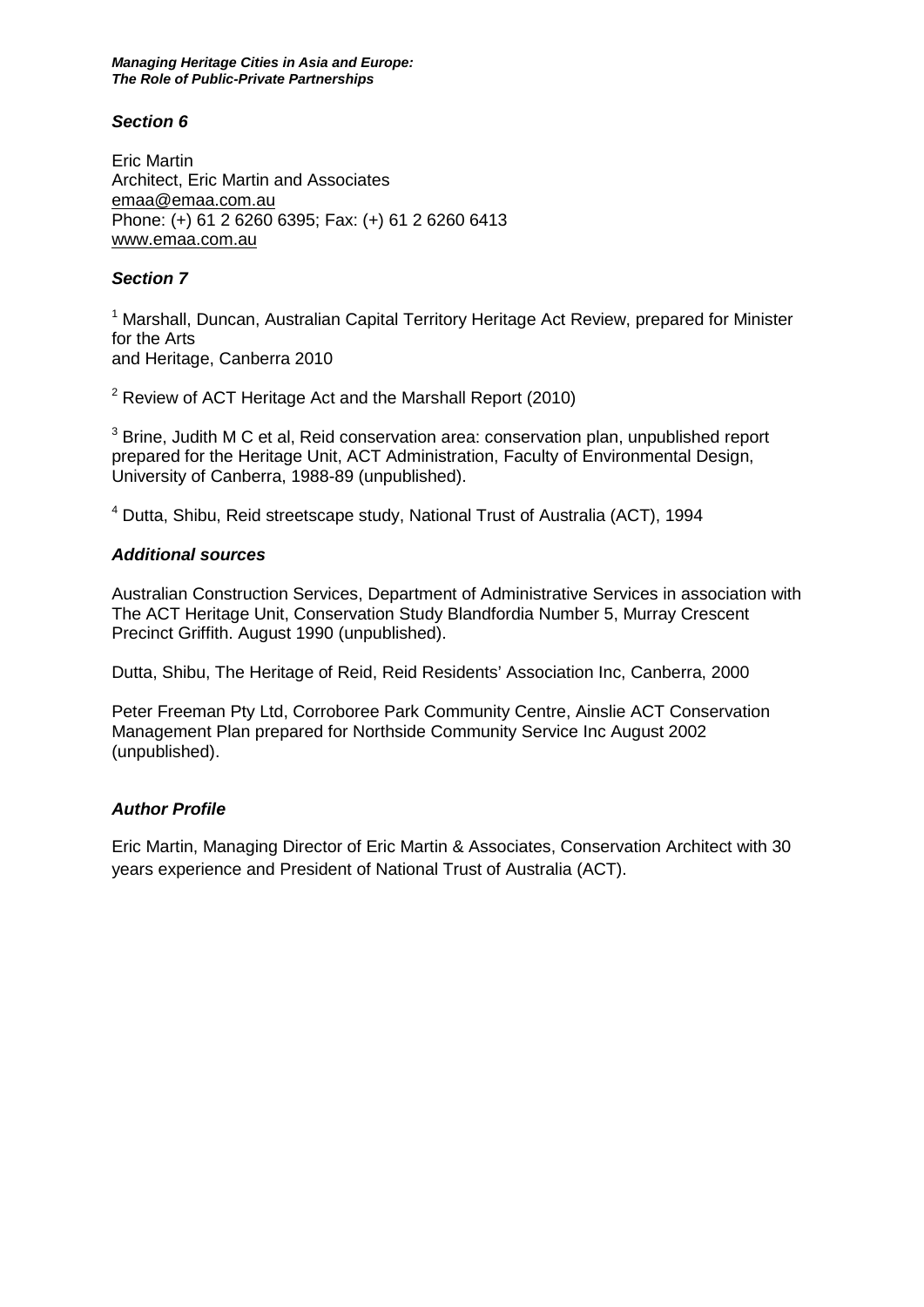### *Section 6*

Eric Martin
Architect, Eric Martin and Associates
emaa@emaa.com.au
Phone: (+) 61 2 6260 6395; Fax: (+) 61 2 6260 6413
www.emaa.com.au

### *Section 7*

[1] Marshall, Duncan, Australian Capital Territory Heritage Act Review, prepared for Minister for the Arts
and Heritage, Canberra 2010

[2] Review of ACT Heritage Act and the Marshall Report (2010)

[3] Brine, Judith M C et al, Reid conservation area: conservation plan, unpublished report prepared for the Heritage Unit, ACT Administration, Faculty of Environmental Design, University of Canberra, 1988-89 (unpublished).

[4] Dutta, Shibu, Reid streetscape study, National Trust of Australia (ACT), 1994

### *Additional sources*

Australian Construction Services, Department of Administrative Services in association with The ACT Heritage Unit, Conservation Study Blandfordia Number 5, Murray Crescent Precinct Griffith. August 1990 (unpublished).

Dutta, Shibu, The Heritage of Reid, Reid Residents' Association Inc, Canberra, 2000

Peter Freeman Pty Ltd, Corroboree Park Community Centre, Ainslie ACT Conservation Management Plan prepared for Northside Community Service Inc August 2002 (unpublished).

### *Author Profile*

Eric Martin, Managing Director of Eric Martin & Associates, Conservation Architect with 30 years experience and President of National Trust of Australia (ACT).